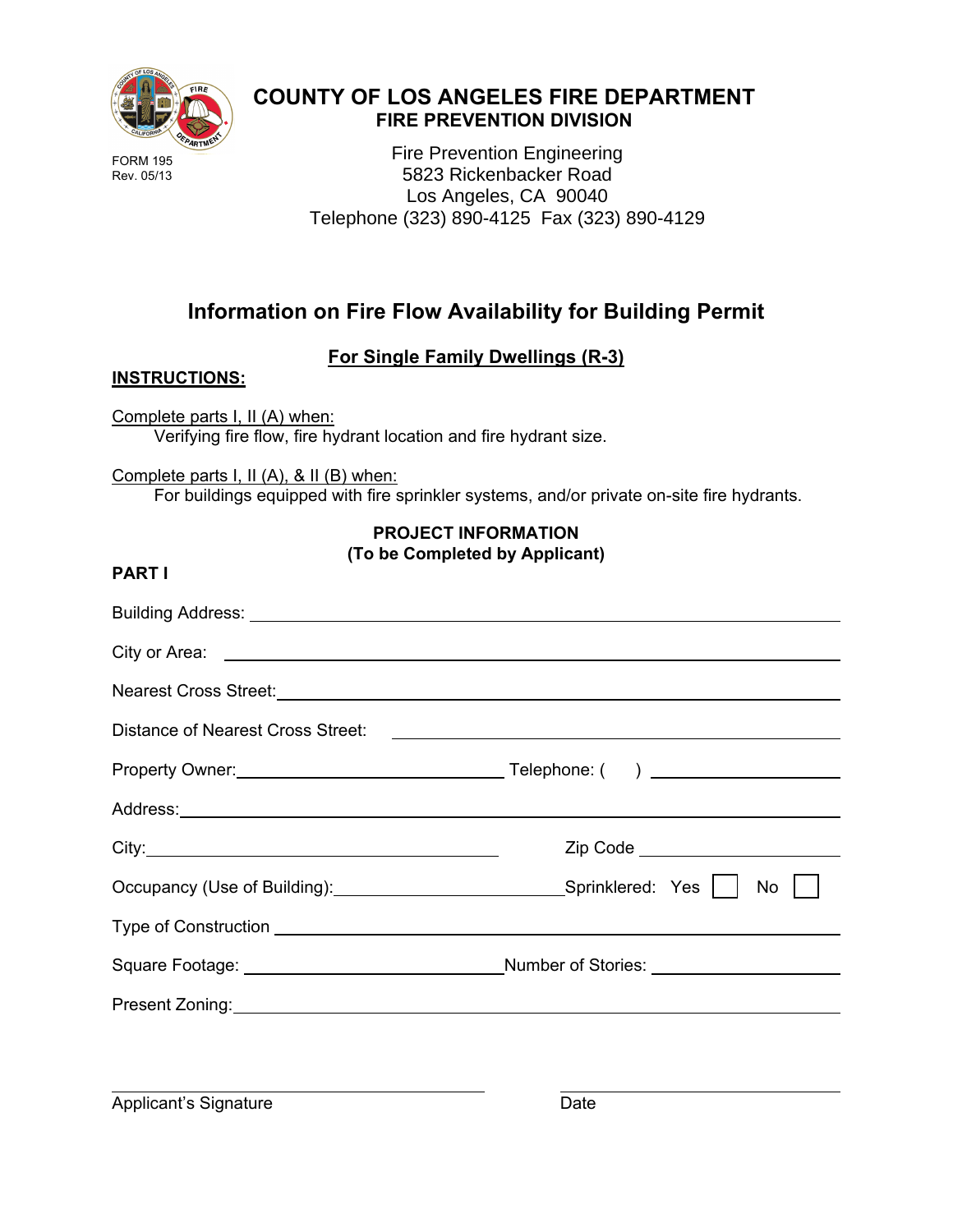FORM 195
Rev. 05/13

# COUNTY OF LOS ANGELES FIRE DEPARTMENT
## FIRE PREVENTION DIVISION

Fire Prevention Engineering
5823 Rickenbacker Road
Los Angeles, CA 90040
Telephone (323) 890-4125 Fax (323) 890-4129

## Information on Fire Flow Availability for Building Permit

**For Single Family Dwellings (R-3)**

**INSTRUCTIONS:**

Complete parts I, II (A) when:
Verifying fire flow, fire hydrant location and fire hydrant size.

Complete parts I, II (A), & II (B) when:
For buildings equipped with fire sprinkler systems, and/or private on-site fire hydrants.

**PROJECT INFORMATION**
**(To be Completed by Applicant)**

**PART I**

Building Address: ______________________________________________

City or Area: ______________________________________________

Nearest Cross Street: ______________________________________________

Distance of Nearest Cross Street: ______________________________________________

Property Owner: ______________________ Telephone: ( ) ______________________

Address: ______________________________________________

City: ______________________ Zip Code ______________________

Occupancy (Use of Building): ______________________ Sprinklered: Yes ☐ No ☐

Type of Construction ______________________________________________

Square Footage: ______________________ Number of Stories: ______________________

Present Zoning: ______________________________________________

______________________ ______________________
Applicant's Signature Date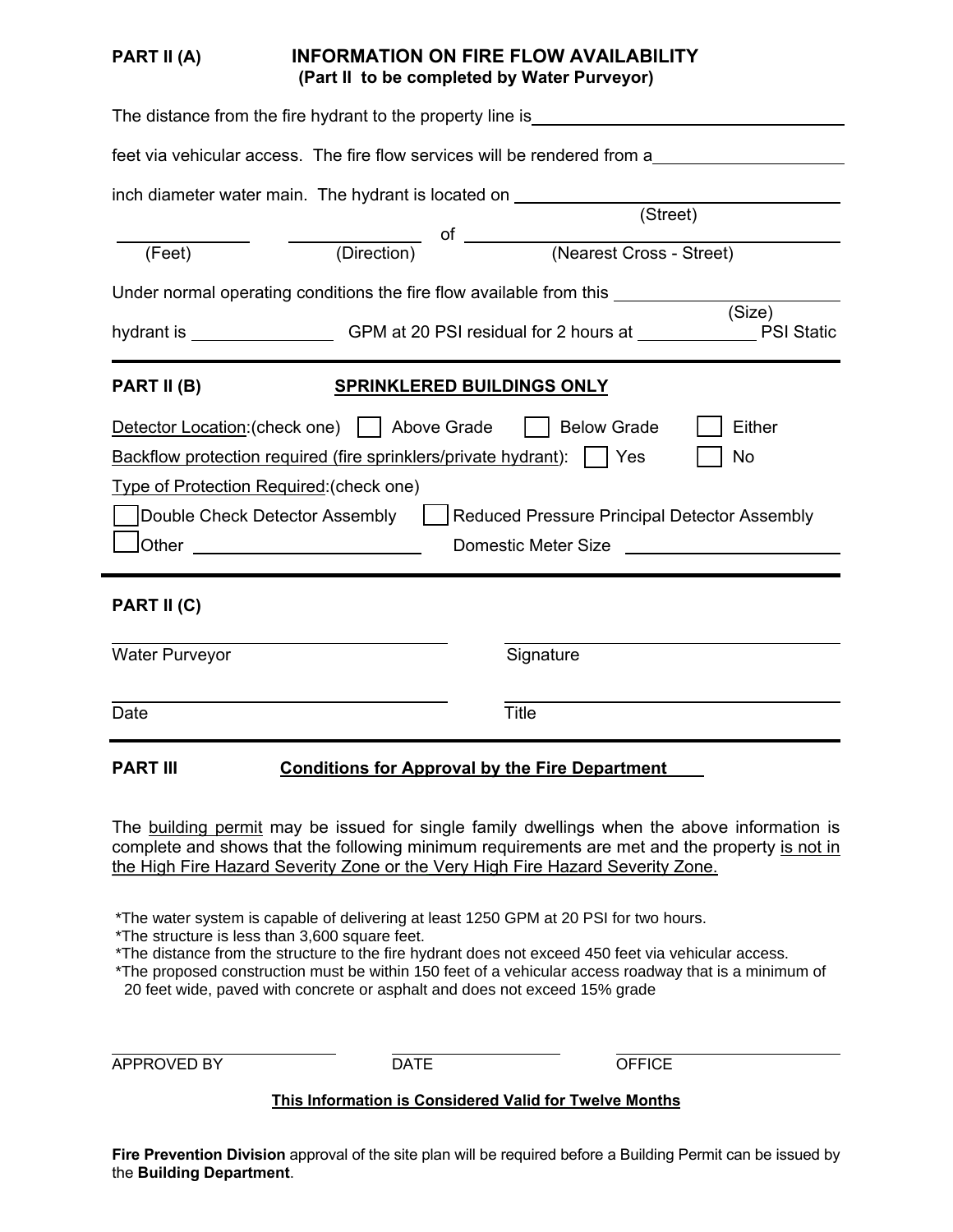**PART II (A)** **INFORMATION ON FIRE FLOW AVAILABILITY**
**(Part II to be completed by Water Purveyor)**

The distance from the fire hydrant to the property line is \_\_\_\_\_\_\_\_\_\_\_\_\_\_\_\_\_\_\_\_

feet via vehicular access. The fire flow services will be rendered from a \_\_\_\_\_\_\_\_\_\_\_\_\_\_\_\_\_\_\_\_

inch diameter water main. The hydrant is located on \_\_\_\_\_\_\_\_\_\_\_\_\_\_\_\_\_\_\_\_ (Street)

\_\_\_\_\_\_\_\_\_\_ (Feet) \_\_\_\_\_\_\_\_\_\_ (Direction) of \_\_\_\_\_\_\_\_\_\_\_\_\_\_\_\_\_\_\_\_ (Nearest Cross - Street)

Under normal operating conditions the fire flow available from this \_\_\_\_\_\_\_\_\_\_ (Size)

hydrant is \_\_\_\_\_\_\_\_\_\_ GPM at 20 PSI residual for 2 hours at \_\_\_\_\_\_\_\_\_\_ PSI Static

**PART II (B)** **SPRINKLERED BUILDINGS ONLY**

Detector Location:(check one) ☐ Above Grade ☐ Below Grade ☐ Either

Backflow protection required (fire sprinklers/private hydrant): ☐ Yes ☐ No

Type of Protection Required:(check one)

☐ Double Check Detector Assembly ☐ Reduced Pressure Principal Detector Assembly

☐ Other \_\_\_\_\_\_\_\_\_\_\_\_\_\_\_\_\_\_\_\_ Domestic Meter Size \_\_\_\_\_\_\_\_\_\_\_\_\_\_\_\_\_\_\_\_

**PART II (C)**

\_\_\_\_\_\_\_\_\_\_\_\_\_\_\_\_\_\_\_\_ Water Purveyor

\_\_\_\_\_\_\_\_\_\_\_\_\_\_\_\_\_\_\_\_ Signature

\_\_\_\_\_\_\_\_\_\_\_\_\_\_\_\_\_\_\_\_ Date

\_\_\_\_\_\_\_\_\_\_\_\_\_\_\_\_\_\_\_\_ Title

**PART III** **Conditions for Approval by the Fire Department**

The building permit may be issued for single family dwellings when the above information is complete and shows that the following minimum requirements are met and the property is not in the High Fire Hazard Severity Zone or the Very High Fire Hazard Severity Zone.

*The water system is capable of delivering at least 1250 GPM at 20 PSI for two hours.
*The structure is less than 3,600 square feet.
*The distance from the structure to the fire hydrant does not exceed 450 feet via vehicular access.
*The proposed construction must be within 150 feet of a vehicular access roadway that is a minimum of 20 feet wide, paved with concrete or asphalt and does not exceed 15% grade

\_\_\_\_\_\_\_\_\_\_\_\_\_\_\_\_\_\_\_\_ APPROVED BY

\_\_\_\_\_\_\_\_\_\_\_\_\_\_\_\_\_\_\_\_ DATE

\_\_\_\_\_\_\_\_\_\_\_\_\_\_\_\_\_\_\_\_ OFFICE

**This Information is Considered Valid for Twelve Months**

**Fire Prevention Division** approval of the site plan will be required before a Building Permit can be issued by the **Building Department**.